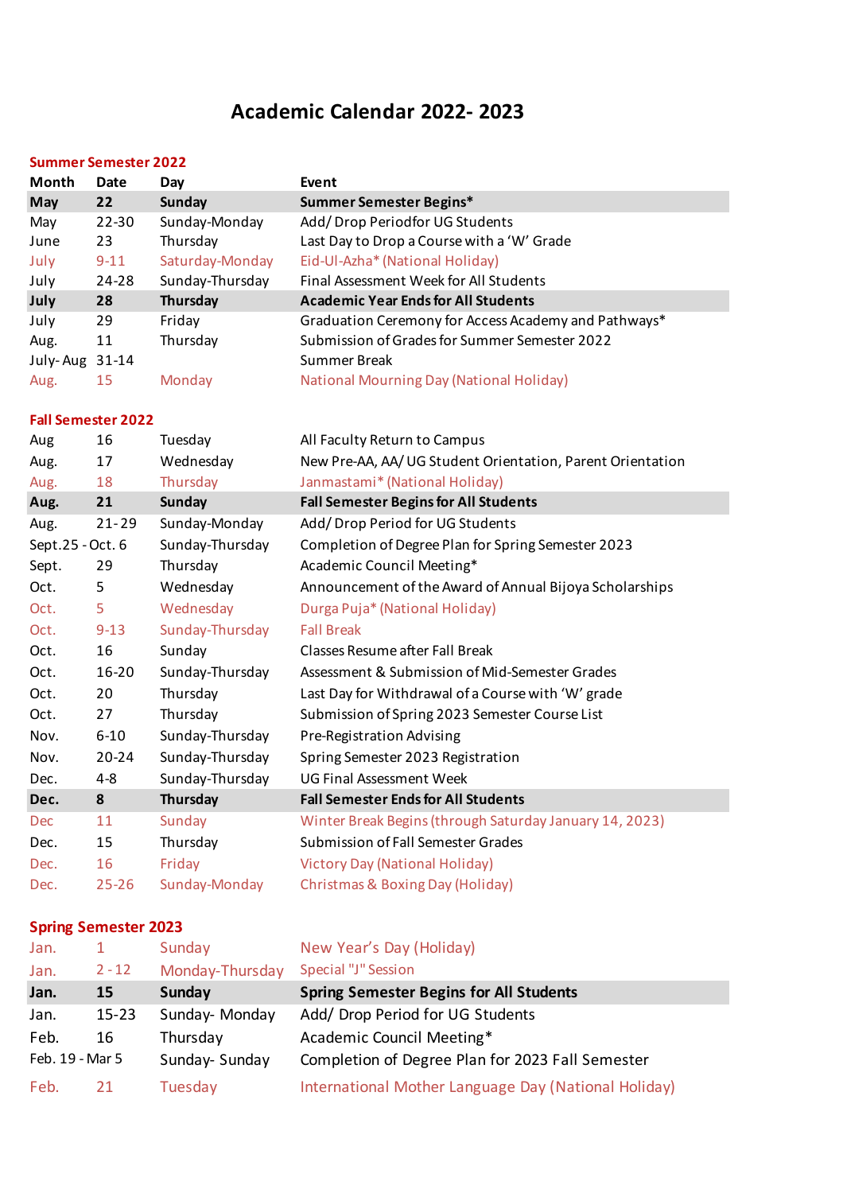# Academic Calendar 2022- 2023

## Summer Semester 2022

| Month | Date | Day | Event |
|---|---|---|---|
| **May** | **22** | **Sunday** | **Summer Semester Begins*** |
| May | 22-30 | Sunday-Monday | Add/ Drop Periodfor UG Students |
| June | 23 | Thursday | Last Day to Drop a Course with a 'W' Grade |
| July | 9-11 | Saturday-Monday | Eid-Ul-Azha* (National Holiday) |
| July | 24-28 | Sunday-Thursday | Final Assessment Week for All Students |
| **July** | **28** | **Thursday** | **Academic Year Ends for All Students** |
| July | 29 | Friday | Graduation Ceremony for Access Academy and Pathways* |
| Aug. | 11 | Thursday | Submission of Grades for Summer Semester 2022 |
| July- Aug | 31-14 | | Summer Break |
| Aug. | 15 | Monday | National Mourning Day (National Holiday) |

## Fall Semester 2022

| Month | Date | Day | Event |
|---|---|---|---|
| Aug | 16 | Tuesday | All Faculty Return to Campus |
| Aug. | 17 | Wednesday | New Pre-AA, AA/ UG Student Orientation, Parent Orientation |
| Aug. | 18 | Thursday | Janmastami* (National Holiday) |
| **Aug.** | **21** | **Sunday** | **Fall Semester Begins for All Students** |
| Aug. | 21- 29 | Sunday-Monday | Add/ Drop Period for UG Students |
| Sept.25 - Oct. 6 | | Sunday-Thursday | Completion of Degree Plan for Spring Semester 2023 |
| Sept. | 29 | Thursday | Academic Council Meeting* |
| Oct. | 5 | Wednesday | Announcement of the Award of Annual Bijoya Scholarships |
| Oct. | 5 | Wednesday | Durga Puja* (National Holiday) |
| Oct. | 9-13 | Sunday-Thursday | Fall Break |
| Oct. | 16 | Sunday | Classes Resume after Fall Break |
| Oct. | 16-20 | Sunday-Thursday | Assessment & Submission of Mid-Semester Grades |
| Oct. | 20 | Thursday | Last Day for Withdrawal of a Course with 'W' grade |
| Oct. | 27 | Thursday | Submission of Spring 2023 Semester Course List |
| Nov. | 6-10 | Sunday-Thursday | Pre-Registration Advising |
| Nov. | 20-24 | Sunday-Thursday | Spring Semester 2023 Registration |
| Dec. | 4-8 | Sunday-Thursday | UG Final Assessment Week |
| **Dec.** | **8** | **Thursday** | **Fall Semester Ends for All Students** |
| Dec | 11 | Sunday | Winter Break Begins (through Saturday January 14, 2023) |
| Dec. | 15 | Thursday | Submission of Fall Semester Grades |
| Dec. | 16 | Friday | Victory Day (National Holiday) |
| Dec. | 25-26 | Sunday-Monday | Christmas & Boxing Day (Holiday) |

## Spring Semester 2023

| Month | Date | Day | Event |
|---|---|---|---|
| Jan. | 1 | Sunday | New Year's Day (Holiday) |
| Jan. | 2 - 12 | Monday-Thursday | Special "J" Session |
| **Jan.** | **15** | **Sunday** | **Spring Semester Begins for All Students** |
| Jan. | 15-23 | Sunday- Monday | Add/ Drop Period for UG Students |
| Feb. | 16 | Thursday | Academic Council Meeting* |
| Feb. 19 - Mar 5 | | Sunday- Sunday | Completion of Degree Plan for 2023 Fall Semester |
| Feb. | 21 | Tuesday | International Mother Language Day (National Holiday) |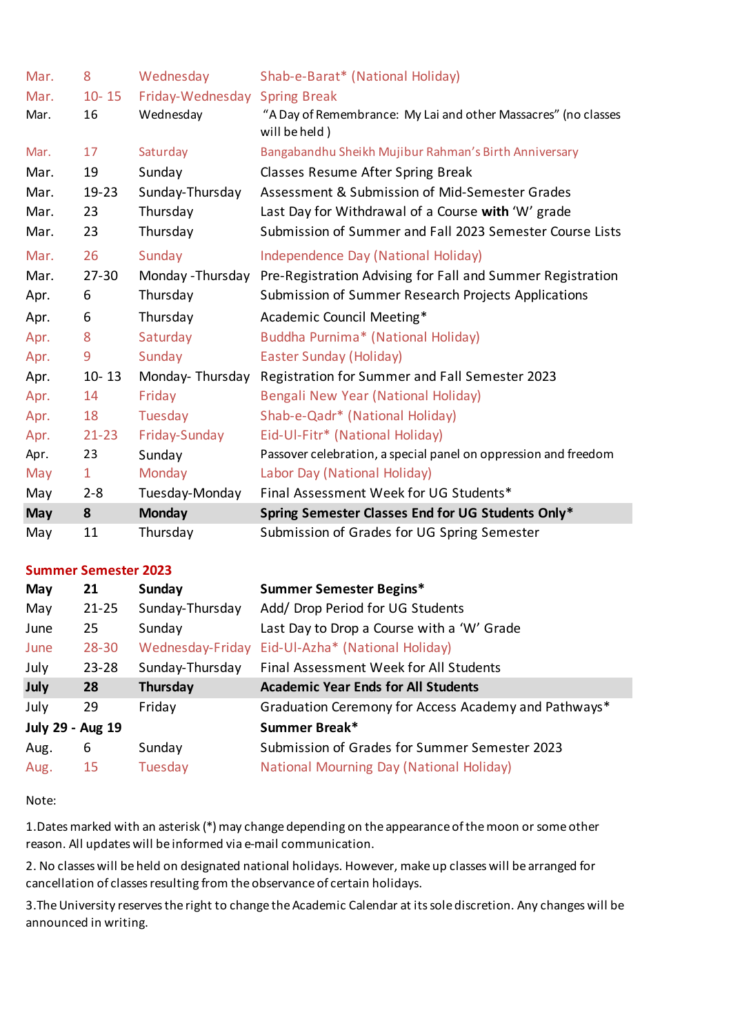| | | | |
|---|---|---|---|
| Mar. | 8 | Wednesday | Shab-e-Barat* (National Holiday) |
| Mar. | 10- 15 | Friday-Wednesday | Spring Break |
| Mar. | 16 | Wednesday | "A Day of Remembrance: My Lai and other Massacres" (no classes will be held ) |
| Mar. | 17 | Saturday | Bangabandhu Sheikh Mujibur Rahman's Birth Anniversary |
| Mar. | 19 | Sunday | Classes Resume After Spring Break |
| Mar. | 19-23 | Sunday-Thursday | Assessment & Submission of Mid-Semester Grades |
| Mar. | 23 | Thursday | Last Day for Withdrawal of a Course **with** 'W' grade |
| Mar. | 23 | Thursday | Submission of Summer and Fall 2023 Semester Course Lists |
| Mar. | 26 | Sunday | Independence Day (National Holiday) |
| Mar. | 27-30 | Monday -Thursday | Pre-Registration Advising for Fall and Summer Registration |
| Apr. | 6 | Thursday | Submission of Summer Research Projects Applications |
| Apr. | 6 | Thursday | Academic Council Meeting* |
| Apr. | 8 | Saturday | Buddha Purnima* (National Holiday) |
| Apr. | 9 | Sunday | Easter Sunday (Holiday) |
| Apr. | 10- 13 | Monday- Thursday | Registration for Summer and Fall Semester 2023 |
| Apr. | 14 | Friday | Bengali New Year (National Holiday) |
| Apr. | 18 | Tuesday | Shab-e-Qadr* (National Holiday) |
| Apr. | 21-23 | Friday-Sunday | Eid-Ul-Fitr* (National Holiday) |
| Apr. | 23 | Sunday | Passover celebration, a special panel on oppression and freedom |
| May | 1 | Monday | Labor Day (National Holiday) |
| May | 2-8 | Tuesday-Monday | Final Assessment Week for UG Students* |
| **May** | **8** | **Monday** | **Spring Semester Classes End for UG Students Only*** |
| May | 11 | Thursday | Submission of Grades for UG Spring Semester |

## Summer Semester 2023

| | | | |
|---|---|---|---|
| **May** | **21** | **Sunday** | **Summer Semester Begins*** |
| May | 21-25 | Sunday-Thursday | Add/ Drop Period for UG Students |
| June | 25 | Sunday | Last Day to Drop a Course with a 'W' Grade |
| June | 28-30 | Wednesday-Friday | Eid-Ul-Azha* (National Holiday) |
| July | 23-28 | Sunday-Thursday | Final Assessment Week for All Students |
| **July** | **28** | **Thursday** | **Academic Year Ends for All Students** |
| July | 29 | Friday | Graduation Ceremony for Access Academy and Pathways* |
| **July 29 - Aug 19** | | | **Summer Break*** |
| Aug. | 6 | Sunday | Submission of Grades for Summer Semester 2023 |
| Aug. | 15 | Tuesday | National Mourning Day (National Holiday) |

Note:

1.Dates marked with an asterisk (*) may change depending on the appearance of the moon or some other reason. All updates will be informed via e-mail communication.

2. No classes will be held on designated national holidays. However, make up classes will be arranged for cancellation of classes resulting from the observance of certain holidays.

3.The University reserves the right to change the Academic Calendar at its sole discretion. Any changes will be announced in writing.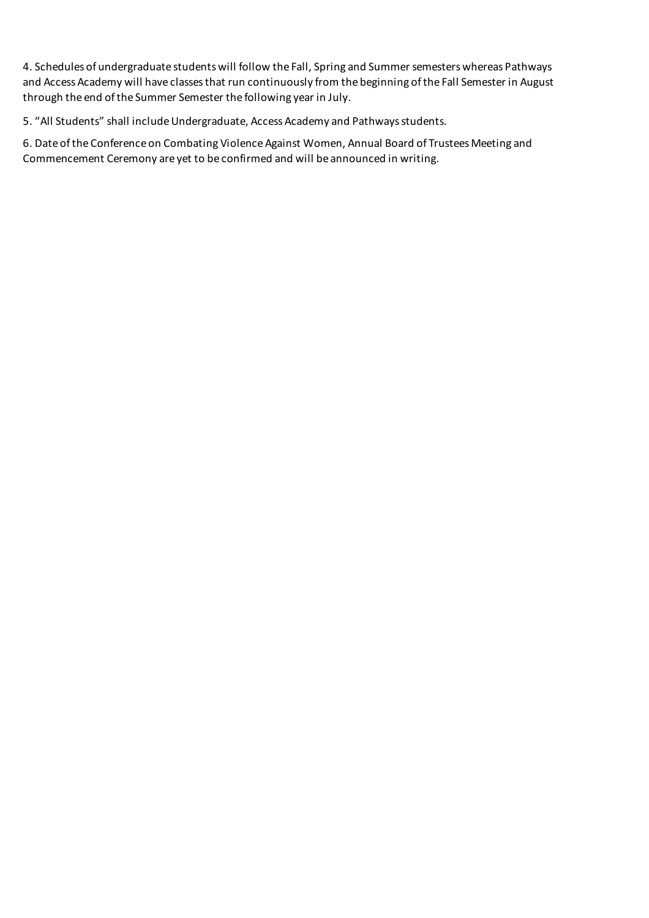4. Schedules of undergraduate students will follow the Fall, Spring and Summer semesters whereas Pathways and Access Academy will have classes that run continuously from the beginning of the Fall Semester in August through the end of the Summer Semester the following year in July.

5. “All Students” shall include Undergraduate, Access Academy and Pathways students.

6. Date of the Conference on Combating Violence Against Women, Annual Board of Trustees Meeting and Commencement Ceremony are yet to be confirmed and will be announced in writing.